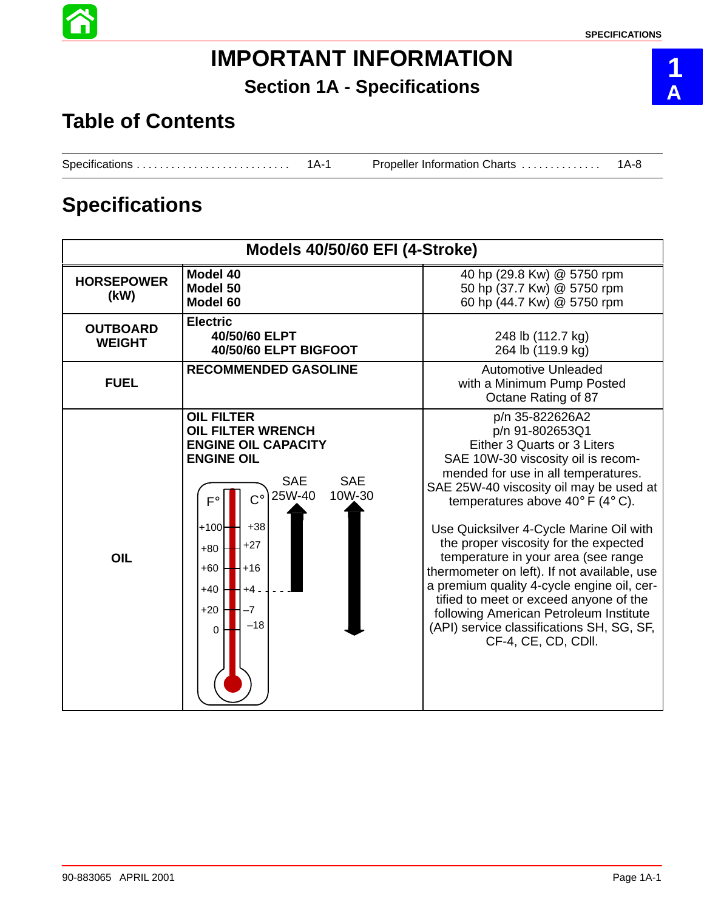# IMPORTANT INFORMATION

## Section 1A - Specifications

## Table of Contents

| | | | |
|---|---|---|---|
| Specifications | 1A-1 | Propeller Information Charts | 1A-8 |

## Specifications

| Models 40/50/60 EFI (4-Stroke) | | |
|---|---|---|
| **HORSEPOWER (kW)** | **Model 40**<br>**Model 50**<br>**Model 60** | 40 hp (29.8 Kw) @ 5750 rpm<br>50 hp (37.7 Kw) @ 5750 rpm<br>60 hp (44.7 Kw) @ 5750 rpm |
| **OUTBOARD WEIGHT** | **Electric**<br>**40/50/60 ELPT**<br>**40/50/60 ELPT BIGFOOT** | 248 lb (112.7 kg)<br>264 lb (119.9 kg) |
| **FUEL** | **RECOMMENDED GASOLINE** | Automotive Unleaded with a Minimum Pump Posted Octane Rating of 87 |
| **OIL** | **OIL FILTER**<br>**OIL FILTER WRENCH**<br>**ENGINE OIL CAPACITY**<br>**ENGINE OIL**<br>F° C° SAE 25W-40 SAE 10W-30<br>+100 +38<br>+80 +27<br>+60 +16<br>+40 +4<br>+20 –7<br>0 –18 | p/n 35-822626A2<br>p/n 91-802653Q1<br>Either 3 Quarts or 3 Liters<br>SAE 10W-30 viscosity oil is recommended for use in all temperatures. SAE 25W-40 viscosity oil may be used at temperatures above 40° F (4° C).<br><br>Use Quicksilver 4-Cycle Marine Oil with the proper viscosity for the expected temperature in your area (see range thermometer on left). If not available, use a premium quality 4-cycle engine oil, certified to meet or exceed anyone of the following American Petroleum Institute (API) service classifications SH, SG, SF, CF-4, CE, CD, CDll. |

90-883065 APRIL 2001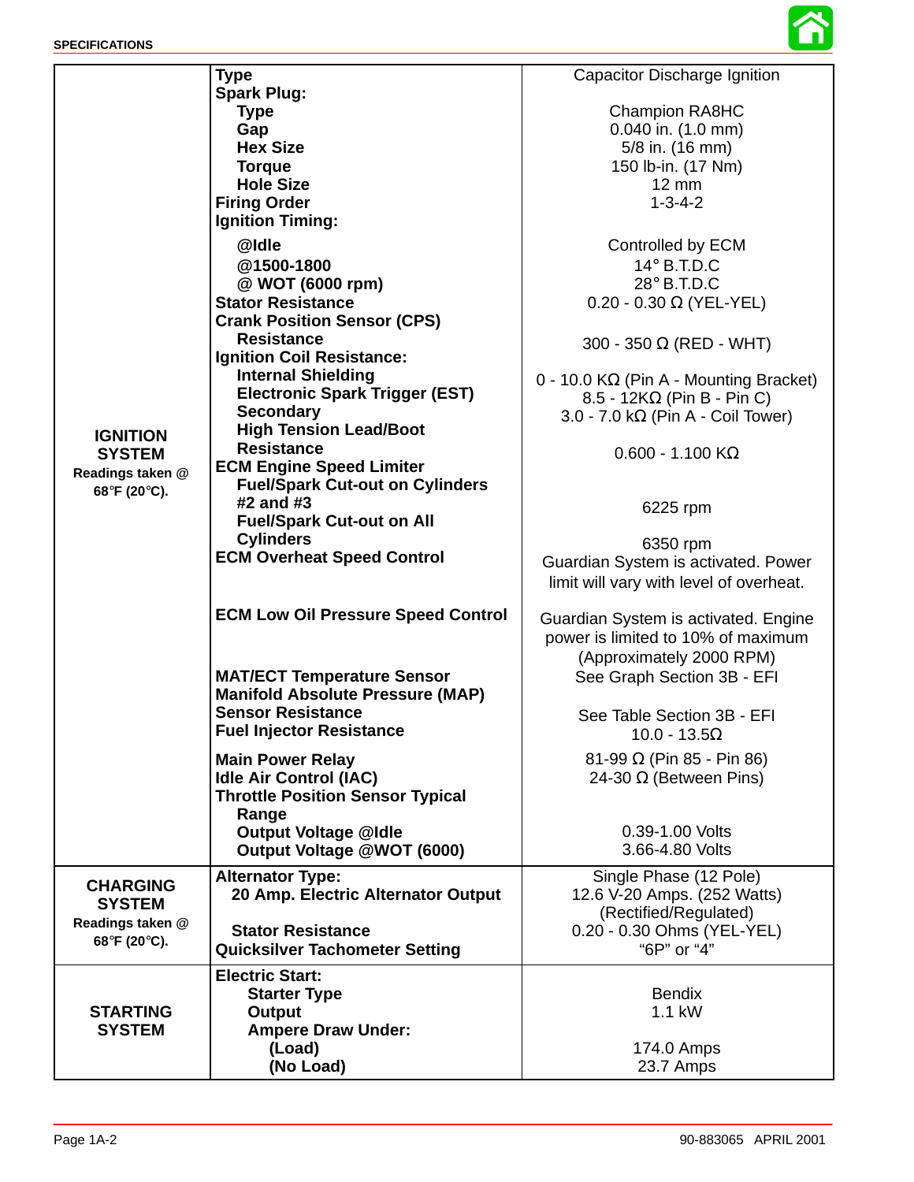## SPECIFICATIONS

| | | |
|---|---|---|
| **IGNITION SYSTEM** Readings taken @ 68°F (20°C). | **Type** | Capacitor Discharge Ignition |
| | **Spark Plug:** | |
| | **Type** | Champion RA8HC |
| | **Gap** | 0.040 in. (1.0 mm) |
| | **Hex Size** | 5/8 in. (16 mm) |
| | **Torque** | 150 lb-in. (17 Nm) |
| | **Hole Size** | 12 mm |
| | **Firing Order** | 1-3-4-2 |
| | **Ignition Timing:** | |
| | **@Idle** | Controlled by ECM |
| | **@1500-1800** | 14° B.T.D.C |
| | **@ WOT (6000 rpm)** | 28° B.T.D.C |
| | **Stator Resistance** | 0.20 - 0.30 Ω (YEL-YEL) |
| | **Crank Position Sensor (CPS) Resistance** | 300 - 350 Ω (RED - WHT) |
| | **Ignition Coil Resistance:** | |
| | **Internal Shielding** | 0 - 10.0 KΩ (Pin A - Mounting Bracket) |
| | **Electronic Spark Trigger (EST)** | 8.5 - 12KΩ (Pin B - Pin C) |
| | **Secondary** | 3.0 - 7.0 kΩ (Pin A - Coil Tower) |
| | **High Tension Lead/Boot Resistance** | 0.600 - 1.100 KΩ |
| | **ECM Engine Speed Limiter** | |
| | **Fuel/Spark Cut-out on Cylinders #2 and #3** | 6225 rpm |
| | **Fuel/Spark Cut-out on All Cylinders** | 6350 rpm |
| | **ECM Overheat Speed Control** | Guardian System is activated. Power limit will vary with level of overheat. |
| | **ECM Low Oil Pressure Speed Control** | Guardian System is activated. Engine power is limited to 10% of maximum (Approximately 2000 RPM) |
| | **MAT/ECT Temperature Sensor** | See Graph Section 3B - EFI |
| | **Manifold Absolute Pressure (MAP) Sensor Resistance** | See Table Section 3B - EFI |
| | **Fuel Injector Resistance** | 10.0 - 13.5Ω |
| | **Main Power Relay** | 81-99 Ω (Pin 85 - Pin 86) |
| | **Idle Air Control (IAC)** | 24-30 Ω (Between Pins) |
| | **Throttle Position Sensor Typical Range** | |
| | **Output Voltage @Idle** | 0.39-1.00 Volts |
| | **Output Voltage @WOT (6000)** | 3.66-4.80 Volts |
| **CHARGING SYSTEM** Readings taken @ 68°F (20°C). | **Alternator Type:** | Single Phase (12 Pole) |
| | **20 Amp. Electric Alternator Output** | 12.6 V-20 Amps. (252 Watts) (Rectified/Regulated) |
| | **Stator Resistance** | 0.20 - 0.30 Ohms (YEL-YEL) |
| | **Quicksilver Tachometer Setting** | "6P" or "4" |
| **STARTING SYSTEM** | **Electric Start:** | |
| | **Starter Type** | Bendix |
| | **Output** | 1.1 kW |
| | **Ampere Draw Under:** | |
| | **(Load)** | 174.0 Amps |
| | **(No Load)** | 23.7 Amps |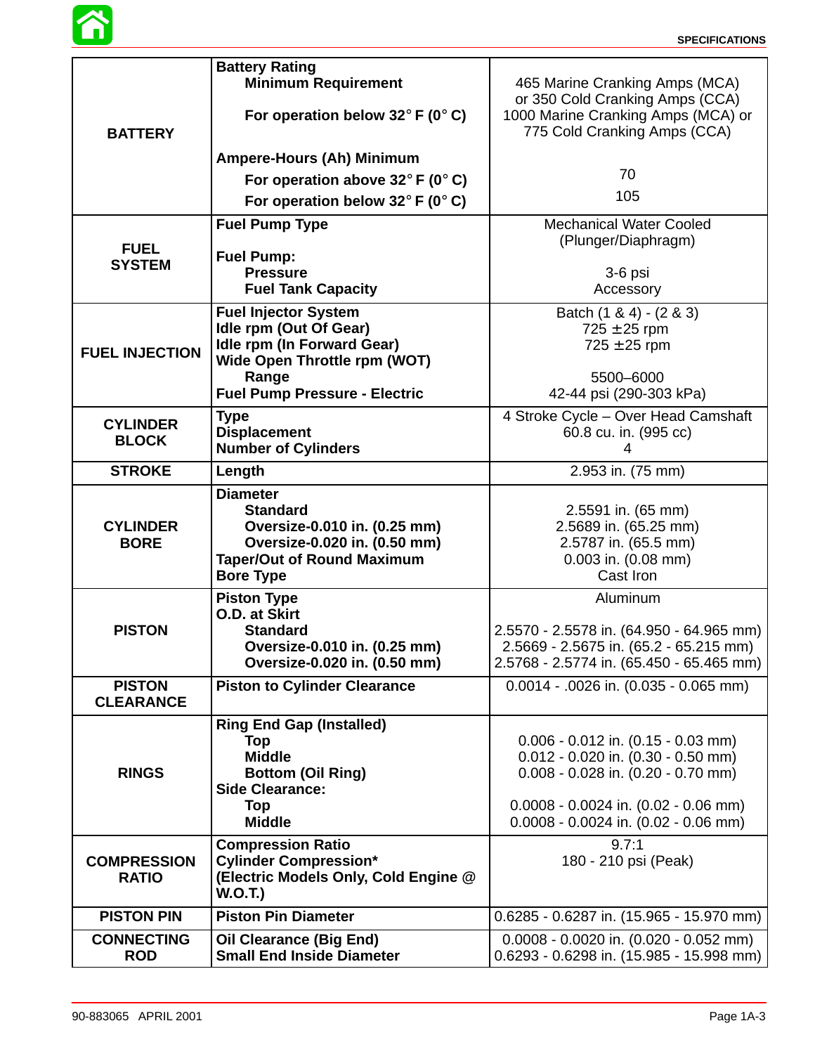| | | |
|---|---|---|
| **BATTERY** | **Battery Rating**<br>**Minimum Requirement**<br><br>**For operation below 32° F (0° C)**<br><br>**Ampere-Hours (Ah) Minimum**<br>**For operation above 32° F (0° C)**<br>**For operation below 32° F (0° C)** | 465 Marine Cranking Amps (MCA) or 350 Cold Cranking Amps (CCA)<br>1000 Marine Cranking Amps (MCA) or 775 Cold Cranking Amps (CCA)<br><br>70<br>105 |
| **FUEL SYSTEM** | **Fuel Pump Type**<br><br>**Fuel Pump:**<br>**Pressure**<br>**Fuel Tank Capacity** | Mechanical Water Cooled (Plunger/Diaphragm)<br><br>3-6 psi<br>Accessory |
| **FUEL INJECTION** | **Fuel Injector System**<br>**Idle rpm (Out Of Gear)**<br>**Idle rpm (In Forward Gear)**<br>**Wide Open Throttle rpm (WOT)**<br>**Range**<br>**Fuel Pump Pressure - Electric** | Batch (1 & 4) - (2 & 3)<br>725 ±25 rpm<br>725 ±25 rpm<br><br>5500–6000<br>42-44 psi (290-303 kPa) |
| **CYLINDER BLOCK** | **Type**<br>**Displacement**<br>**Number of Cylinders** | 4 Stroke Cycle – Over Head Camshaft<br>60.8 cu. in. (995 cc)<br>4 |
| **STROKE** | **Length** | 2.953 in. (75 mm) |
| **CYLINDER BORE** | **Diameter**<br>**Standard**<br>**Oversize-0.010 in. (0.25 mm)**<br>**Oversize-0.020 in. (0.50 mm)**<br>**Taper/Out of Round Maximum**<br>**Bore Type** | <br>2.5591 in. (65 mm)<br>2.5689 in. (65.25 mm)<br>2.5787 in. (65.5 mm)<br>0.003 in. (0.08 mm)<br>Cast Iron |
| **PISTON** | **Piston Type**<br>**O.D. at Skirt**<br>**Standard**<br>**Oversize-0.010 in. (0.25 mm)**<br>**Oversize-0.020 in. (0.50 mm)** | Aluminum<br><br>2.5570 - 2.5578 in. (64.950 - 64.965 mm)<br>2.5669 - 2.5675 in. (65.2 - 65.215 mm)<br>2.5768 - 2.5774 in. (65.450 - 65.465 mm) |
| **PISTON CLEARANCE** | **Piston to Cylinder Clearance** | 0.0014 - .0026 in. (0.035 - 0.065 mm) |
| **RINGS** | **Ring End Gap (Installed)**<br>**Top**<br>**Middle**<br>**Bottom (Oil Ring)**<br>**Side Clearance:**<br>**Top**<br>**Middle** | <br>0.006 - 0.012 in. (0.15 - 0.03 mm)<br>0.012 - 0.020 in. (0.30 - 0.50 mm)<br>0.008 - 0.028 in. (0.20 - 0.70 mm)<br><br>0.0008 - 0.0024 in. (0.02 - 0.06 mm)<br>0.0008 - 0.0024 in. (0.02 - 0.06 mm) |
| **COMPRESSION RATIO** | **Compression Ratio**<br>**Cylinder Compression***<br>**(Electric Models Only, Cold Engine @ W.O.T.)** | 9.7:1<br>180 - 210 psi (Peak) |
| **PISTON PIN** | **Piston Pin Diameter** | 0.6285 - 0.6287 in. (15.965 - 15.970 mm) |
| **CONNECTING ROD** | **Oil Clearance (Big End)**<br>**Small End Inside Diameter** | 0.0008 - 0.0020 in. (0.020 - 0.052 mm)<br>0.6293 - 0.6298 in. (15.985 - 15.998 mm) |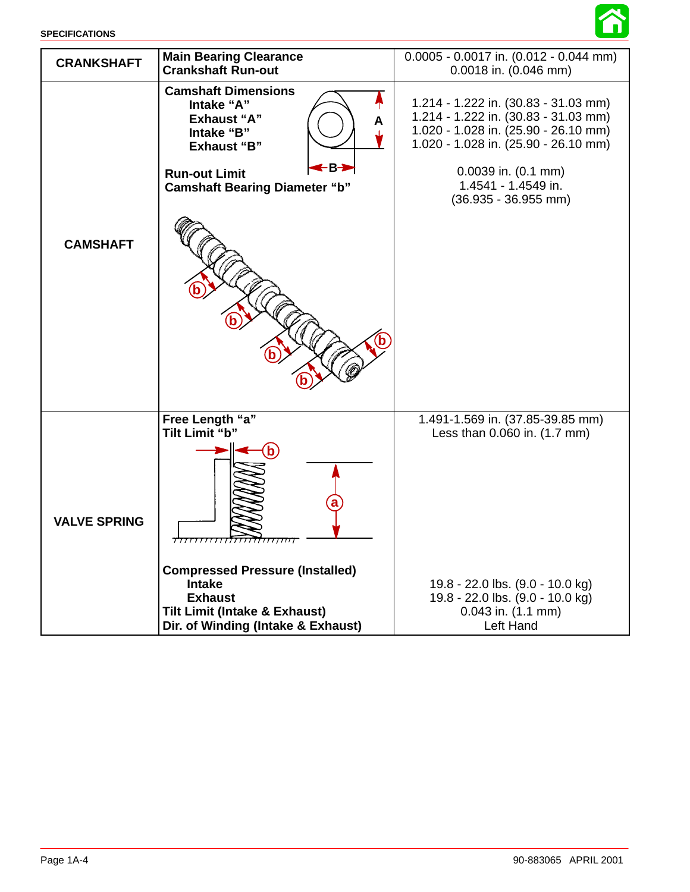| | | |
|---|---|---|
| **CRANKSHAFT** | **Main Bearing Clearance**<br>**Crankshaft Run-out** | 0.0005 - 0.0017 in. (0.012 - 0.044 mm)<br>0.0018 in. (0.046 mm) |
| **CAMSHAFT** | **Camshaft Dimensions**<br>**Intake "A"**<br>**Exhaust "A"**<br>**Intake "B"**<br>**Exhaust "B"**<br><br>**Run-out Limit**<br>**Camshaft Bearing Diameter "b"** | <br>1.214 - 1.222 in. (30.83 - 31.03 mm)<br>1.214 - 1.222 in. (30.83 - 31.03 mm)<br>1.020 - 1.028 in. (25.90 - 26.10 mm)<br>1.020 - 1.028 in. (25.90 - 26.10 mm)<br><br>0.0039 in. (0.1 mm)<br>1.4541 - 1.4549 in.<br>(36.935 - 36.955 mm) |
| **VALVE SPRING** | **Free Length "a"**<br>**Tilt Limit "b"**<br><br>**Compressed Pressure (Installed)**<br>**Intake**<br>**Exhaust**<br>**Tilt Limit (Intake & Exhaust)**<br>**Dir. of Winding (Intake & Exhaust)** | 1.491-1.569 in. (37.85-39.85 mm)<br>Less than 0.060 in. (1.7 mm)<br><br><br>19.8 - 22.0 lbs. (9.0 - 10.0 kg)<br>19.8 - 22.0 lbs. (9.0 - 10.0 kg)<br>0.043 in. (1.1 mm)<br>Left Hand |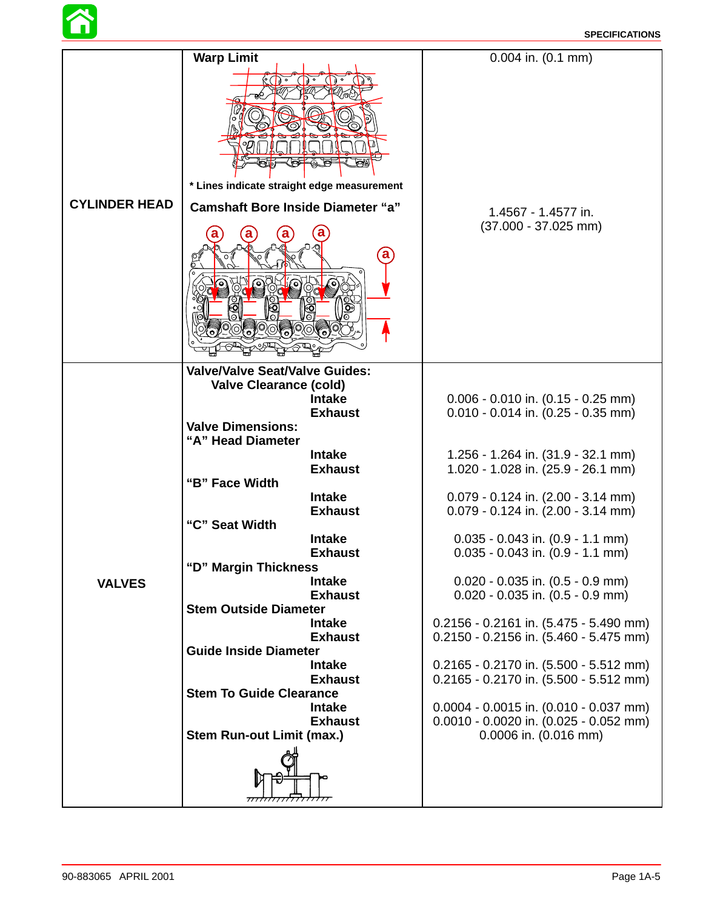| | | |
|---|---|---|
| **CYLINDER HEAD** | **Warp Limit** | 0.004 in. (0.1 mm) |
| | * Lines indicate straight edge measurement | |
| | **Camshaft Bore Inside Diameter "a"** | 1.4567 - 1.4577 in. (37.000 - 37.025 mm) |
| **VALVES** | **Valve/Valve Seat/Valve Guides:** | |
| | **Valve Clearance (cold)** | |
| | **Intake** | 0.006 - 0.010 in. (0.15 - 0.25 mm) |
| | **Exhaust** | 0.010 - 0.014 in. (0.25 - 0.35 mm) |
| | **Valve Dimensions:** | |
| | **"A" Head Diameter** | |
| | **Intake** | 1.256 - 1.264 in. (31.9 - 32.1 mm) |
| | **Exhaust** | 1.020 - 1.028 in. (25.9 - 26.1 mm) |
| | **"B" Face Width** | |
| | **Intake** | 0.079 - 0.124 in. (2.00 - 3.14 mm) |
| | **Exhaust** | 0.079 - 0.124 in. (2.00 - 3.14 mm) |
| | **"C" Seat Width** | |
| | **Intake** | 0.035 - 0.043 in. (0.9 - 1.1 mm) |
| | **Exhaust** | 0.035 - 0.043 in. (0.9 - 1.1 mm) |
| | **"D" Margin Thickness** | |
| | **Intake** | 0.020 - 0.035 in. (0.5 - 0.9 mm) |
| | **Exhaust** | 0.020 - 0.035 in. (0.5 - 0.9 mm) |
| | **Stem Outside Diameter** | |
| | **Intake** | 0.2156 - 0.2161 in. (5.475 - 5.490 mm) |
| | **Exhaust** | 0.2150 - 0.2156 in. (5.460 - 5.475 mm) |
| | **Guide Inside Diameter** | |
| | **Intake** | 0.2165 - 0.2170 in. (5.500 - 5.512 mm) |
| | **Exhaust** | 0.2165 - 0.2170 in. (5.500 - 5.512 mm) |
| | **Stem To Guide Clearance** | |
| | **Intake** | 0.0004 - 0.0015 in. (0.010 - 0.037 mm) |
| | **Exhaust** | 0.0010 - 0.0020 in. (0.025 - 0.052 mm) |
| | **Stem Run-out Limit (max.)** | 0.0006 in. (0.016 mm) |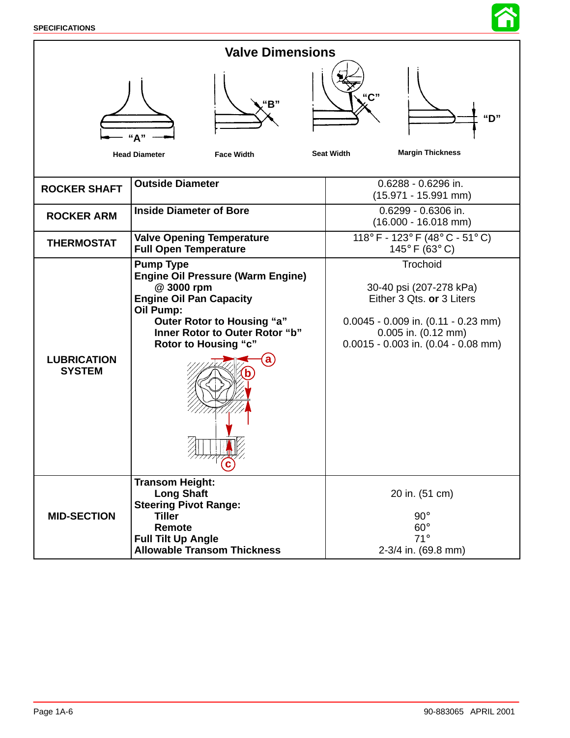## Valve Dimensions

"A"

Head Diameter

"B"

Face Width

"C"

Seat Width

"D"

Margin Thickness

| | | |
|---|---|---|
| **ROCKER SHAFT** | **Outside Diameter** | 0.6288 - 0.6296 in. (15.971 - 15.991 mm) |
| **ROCKER ARM** | **Inside Diameter of Bore** | 0.6299 - 0.6306 in. (16.000 - 16.018 mm) |
| **THERMOSTAT** | **Valve Opening Temperature**<br>**Full Open Temperature** | 118° F - 123° F (48° C - 51° C)<br>145° F (63° C) |
| **LUBRICATION SYSTEM** | **Pump Type**<br>**Engine Oil Pressure (Warm Engine) @ 3000 rpm**<br>**Engine Oil Pan Capacity**<br>**Oil Pump:**<br>**Outer Rotor to Housing "a"**<br>**Inner Rotor to Outer Rotor "b"**<br>**Rotor to Housing "c"**<br>a<br>b<br>c | Trochoid<br><br>30-40 psi (207-278 kPa)<br>Either 3 Qts. **or** 3 Liters<br><br>0.0045 - 0.009 in. (0.11 - 0.23 mm)<br>0.005 in. (0.12 mm)<br>0.0015 - 0.003 in. (0.04 - 0.08 mm) |
| **MID-SECTION** | **Transom Height:**<br>**Long Shaft**<br>**Steering Pivot Range:**<br>**Tiller**<br>**Remote**<br>**Full Tilt Up Angle**<br>**Allowable Transom Thickness** | <br>20 in. (51 cm)<br><br>90°<br>60°<br>71°<br>2-3/4 in. (69.8 mm) |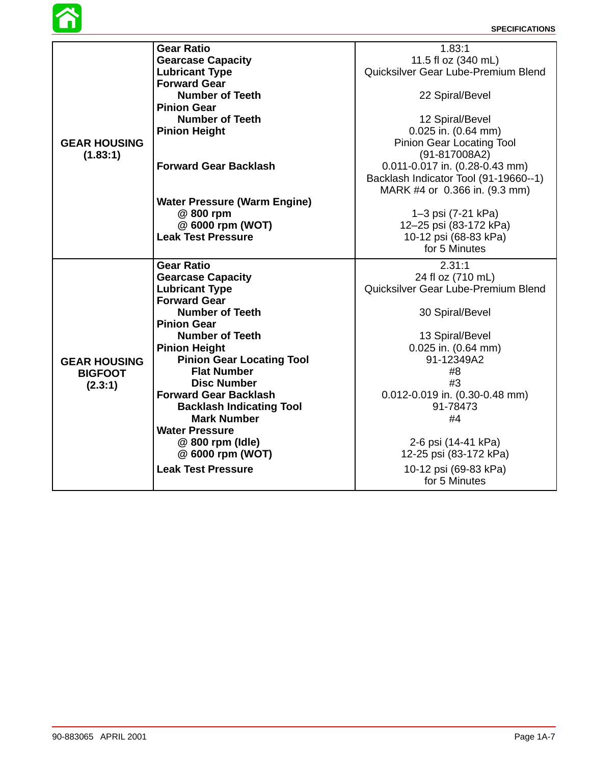| | | |
|---|---|---|
| **GEAR HOUSING (1.83:1)** | **Gear Ratio** | 1.83:1 |
| | **Gearcase Capacity** | 11.5 fl oz (340 mL) |
| | **Lubricant Type** | Quicksilver Gear Lube-Premium Blend |
| | **Forward Gear** | |
| | **Number of Teeth** | 22 Spiral/Bevel |
| | **Pinion Gear** | |
| | **Number of Teeth** | 12 Spiral/Bevel |
| | **Pinion Height** | 0.025 in. (0.64 mm) Pinion Gear Locating Tool (91-817008A2) |
| | **Forward Gear Backlash** | 0.011-0.017 in. (0.28-0.43 mm) Backlash Indicator Tool (91-19660--1) MARK #4 or 0.366 in. (9.3 mm) |
| | **Water Pressure (Warm Engine)** | |
| | @ **800 rpm** | 1–3 psi (7-21 kPa) |
| | @ **6000 rpm (WOT)** | 12–25 psi (83-172 kPa) |
| | **Leak Test Pressure** | 10-12 psi (68-83 kPa) for 5 Minutes |
| **GEAR HOUSING BIGFOOT (2.3:1)** | **Gear Ratio** | 2.31:1 |
| | **Gearcase Capacity** | 24 fl oz (710 mL) |
| | **Lubricant Type** | Quicksilver Gear Lube-Premium Blend |
| | **Forward Gear** | |
| | **Number of Teeth** | 30 Spiral/Bevel |
| | **Pinion Gear** | |
| | **Number of Teeth** | 13 Spiral/Bevel |
| | **Pinion Height** | 0.025 in. (0.64 mm) |
| | **Pinion Gear Locating Tool** | 91-12349A2 |
| | **Flat Number** | #8 |
| | **Disc Number** | #3 |
| | **Forward Gear Backlash** | 0.012-0.019 in. (0.30-0.48 mm) |
| | **Backlash Indicating Tool** | 91-78473 |
| | **Mark Number** | #4 |
| | **Water Pressure** | |
| | @ **800 rpm (Idle)** | 2-6 psi (14-41 kPa) |
| | @ **6000 rpm (WOT)** | 12-25 psi (83-172 kPa) |
| | **Leak Test Pressure** | 10-12 psi (69-83 kPa) for 5 Minutes |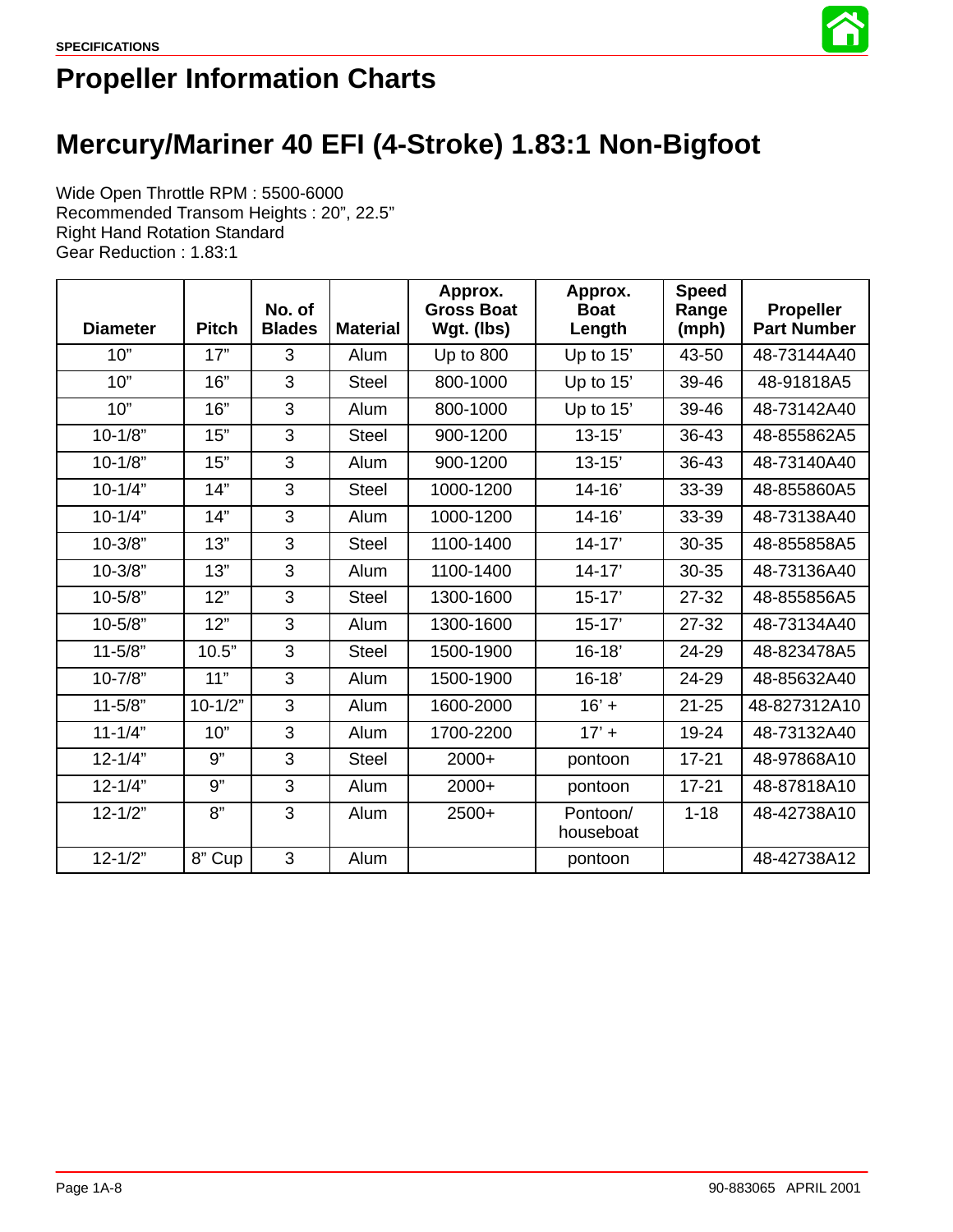# Propeller Information Charts

## Mercury/Mariner 40 EFI (4-Stroke) 1.83:1 Non-Bigfoot

Wide Open Throttle RPM : 5500-6000
Recommended Transom Heights : 20”, 22.5”
Right Hand Rotation Standard
Gear Reduction : 1.83:1

| Diameter | Pitch | No. of Blades | Material | Approx. Gross Boat Wgt. (lbs) | Approx. Boat Length | Speed Range (mph) | Propeller Part Number |
|---|---|---|---|---|---|---|---|
| 10” | 17” | 3 | Alum | Up to 800 | Up to 15’ | 43-50 | 48-73144A40 |
| 10” | 16” | 3 | Steel | 800-1000 | Up to 15’ | 39-46 | 48-91818A5 |
| 10” | 16” | 3 | Alum | 800-1000 | Up to 15’ | 39-46 | 48-73142A40 |
| 10-1/8” | 15” | 3 | Steel | 900-1200 | 13-15’ | 36-43 | 48-855862A5 |
| 10-1/8” | 15” | 3 | Alum | 900-1200 | 13-15’ | 36-43 | 48-73140A40 |
| 10-1/4” | 14” | 3 | Steel | 1000-1200 | 14-16’ | 33-39 | 48-855860A5 |
| 10-1/4” | 14” | 3 | Alum | 1000-1200 | 14-16’ | 33-39 | 48-73138A40 |
| 10-3/8” | 13” | 3 | Steel | 1100-1400 | 14-17’ | 30-35 | 48-855858A5 |
| 10-3/8” | 13” | 3 | Alum | 1100-1400 | 14-17’ | 30-35 | 48-73136A40 |
| 10-5/8” | 12” | 3 | Steel | 1300-1600 | 15-17’ | 27-32 | 48-855856A5 |
| 10-5/8” | 12” | 3 | Alum | 1300-1600 | 15-17’ | 27-32 | 48-73134A40 |
| 11-5/8” | 10.5” | 3 | Steel | 1500-1900 | 16-18’ | 24-29 | 48-823478A5 |
| 10-7/8” | 11” | 3 | Alum | 1500-1900 | 16-18’ | 24-29 | 48-85632A40 |
| 11-5/8” | 10-1/2” | 3 | Alum | 1600-2000 | 16’ + | 21-25 | 48-827312A10 |
| 11-1/4” | 10” | 3 | Alum | 1700-2200 | 17’ + | 19-24 | 48-73132A40 |
| 12-1/4” | 9” | 3 | Steel | 2000+ | pontoon | 17-21 | 48-97868A10 |
| 12-1/4” | 9” | 3 | Alum | 2000+ | pontoon | 17-21 | 48-87818A10 |
| 12-1/2” | 8” | 3 | Alum | 2500+ | Pontoon/ houseboat | 1-18 | 48-42738A10 |
| 12-1/2” | 8” Cup | 3 | Alum | | pontoon | | 48-42738A12 |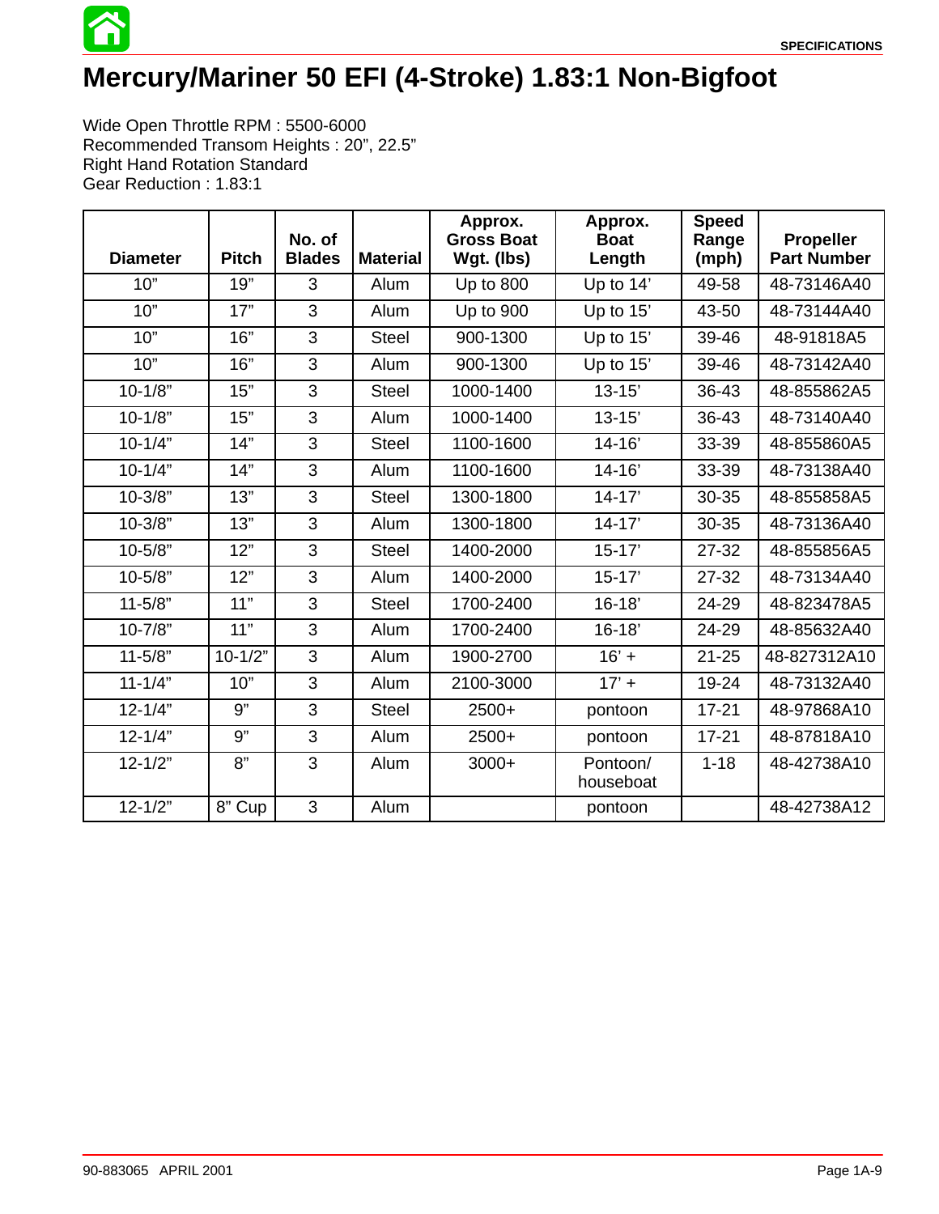# Mercury/Mariner 50 EFI (4-Stroke) 1.83:1 Non-Bigfoot

Wide Open Throttle RPM : 5500-6000
Recommended Transom Heights : 20”, 22.5”
Right Hand Rotation Standard
Gear Reduction : 1.83:1

| Diameter | Pitch | No. of Blades | Material | Approx. Gross Boat Wgt. (lbs) | Approx. Boat Length | Speed Range (mph) | Propeller Part Number |
|---|---|---|---|---|---|---|---|
| 10” | 19” | 3 | Alum | Up to 800 | Up to 14’ | 49-58 | 48-73146A40 |
| 10” | 17” | 3 | Alum | Up to 900 | Up to 15’ | 43-50 | 48-73144A40 |
| 10” | 16” | 3 | Steel | 900-1300 | Up to 15’ | 39-46 | 48-91818A5 |
| 10” | 16” | 3 | Alum | 900-1300 | Up to 15’ | 39-46 | 48-73142A40 |
| 10-1/8” | 15” | 3 | Steel | 1000-1400 | 13-15’ | 36-43 | 48-855862A5 |
| 10-1/8” | 15” | 3 | Alum | 1000-1400 | 13-15’ | 36-43 | 48-73140A40 |
| 10-1/4” | 14” | 3 | Steel | 1100-1600 | 14-16’ | 33-39 | 48-855860A5 |
| 10-1/4” | 14” | 3 | Alum | 1100-1600 | 14-16’ | 33-39 | 48-73138A40 |
| 10-3/8” | 13” | 3 | Steel | 1300-1800 | 14-17’ | 30-35 | 48-855858A5 |
| 10-3/8” | 13” | 3 | Alum | 1300-1800 | 14-17’ | 30-35 | 48-73136A40 |
| 10-5/8” | 12” | 3 | Steel | 1400-2000 | 15-17’ | 27-32 | 48-855856A5 |
| 10-5/8” | 12” | 3 | Alum | 1400-2000 | 15-17’ | 27-32 | 48-73134A40 |
| 11-5/8” | 11” | 3 | Steel | 1700-2400 | 16-18’ | 24-29 | 48-823478A5 |
| 10-7/8” | 11” | 3 | Alum | 1700-2400 | 16-18’ | 24-29 | 48-85632A40 |
| 11-5/8” | 10-1/2” | 3 | Alum | 1900-2700 | 16’ + | 21-25 | 48-827312A10 |
| 11-1/4” | 10” | 3 | Alum | 2100-3000 | 17’ + | 19-24 | 48-73132A40 |
| 12-1/4” | 9” | 3 | Steel | 2500+ | pontoon | 17-21 | 48-97868A10 |
| 12-1/4” | 9” | 3 | Alum | 2500+ | pontoon | 17-21 | 48-87818A10 |
| 12-1/2” | 8” | 3 | Alum | 3000+ | Pontoon/ houseboat | 1-18 | 48-42738A10 |
| 12-1/2” | 8” Cup | 3 | Alum | | pontoon | | 48-42738A12 |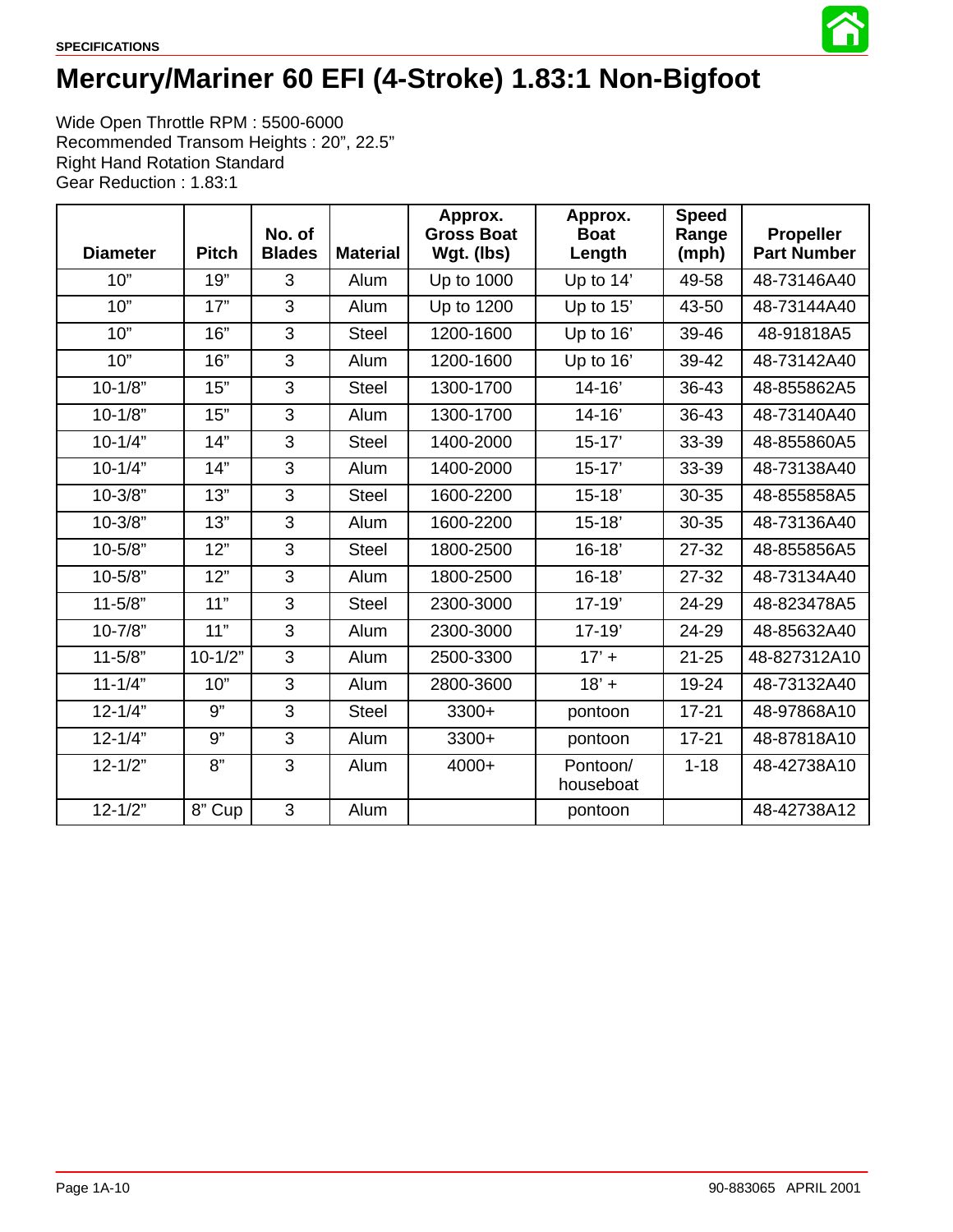# Mercury/Mariner 60 EFI (4-Stroke) 1.83:1 Non-Bigfoot

Wide Open Throttle RPM : 5500-6000
Recommended Transom Heights : 20”, 22.5”
Right Hand Rotation Standard
Gear Reduction : 1.83:1

| Diameter | Pitch | No. of Blades | Material | Approx. Gross Boat Wgt. (lbs) | Approx. Boat Length | Speed Range (mph) | Propeller Part Number |
|---|---|---|---|---|---|---|---|
| 10” | 19” | 3 | Alum | Up to 1000 | Up to 14’ | 49-58 | 48-73146A40 |
| 10” | 17” | 3 | Alum | Up to 1200 | Up to 15’ | 43-50 | 48-73144A40 |
| 10” | 16” | 3 | Steel | 1200-1600 | Up to 16’ | 39-46 | 48-91818A5 |
| 10” | 16” | 3 | Alum | 1200-1600 | Up to 16’ | 39-42 | 48-73142A40 |
| 10-1/8” | 15” | 3 | Steel | 1300-1700 | 14-16’ | 36-43 | 48-855862A5 |
| 10-1/8” | 15” | 3 | Alum | 1300-1700 | 14-16’ | 36-43 | 48-73140A40 |
| 10-1/4” | 14” | 3 | Steel | 1400-2000 | 15-17’ | 33-39 | 48-855860A5 |
| 10-1/4” | 14” | 3 | Alum | 1400-2000 | 15-17’ | 33-39 | 48-73138A40 |
| 10-3/8” | 13” | 3 | Steel | 1600-2200 | 15-18’ | 30-35 | 48-855858A5 |
| 10-3/8” | 13” | 3 | Alum | 1600-2200 | 15-18’ | 30-35 | 48-73136A40 |
| 10-5/8” | 12” | 3 | Steel | 1800-2500 | 16-18’ | 27-32 | 48-855856A5 |
| 10-5/8” | 12” | 3 | Alum | 1800-2500 | 16-18’ | 27-32 | 48-73134A40 |
| 11-5/8” | 11” | 3 | Steel | 2300-3000 | 17-19’ | 24-29 | 48-823478A5 |
| 10-7/8” | 11” | 3 | Alum | 2300-3000 | 17-19’ | 24-29 | 48-85632A40 |
| 11-5/8” | 10-1/2” | 3 | Alum | 2500-3300 | 17’ + | 21-25 | 48-827312A10 |
| 11-1/4” | 10” | 3 | Alum | 2800-3600 | 18’ + | 19-24 | 48-73132A40 |
| 12-1/4” | 9” | 3 | Steel | 3300+ | pontoon | 17-21 | 48-97868A10 |
| 12-1/4” | 9” | 3 | Alum | 3300+ | pontoon | 17-21 | 48-87818A10 |
| 12-1/2” | 8” | 3 | Alum | 4000+ | Pontoon/ houseboat | 1-18 | 48-42738A10 |
| 12-1/2” | 8” Cup | 3 | Alum | | pontoon | | 48-42738A12 |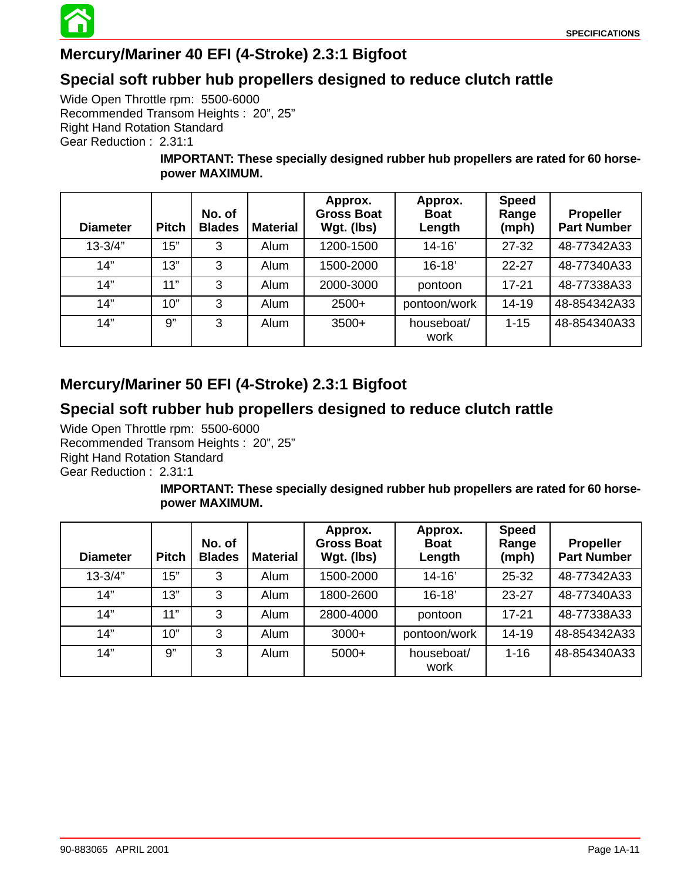## Mercury/Mariner 40 EFI (4-Stroke) 2.3:1 Bigfoot

## Special soft rubber hub propellers designed to reduce clutch rattle

Wide Open Throttle rpm: 5500-6000
Recommended Transom Heights : 20”, 25”
Right Hand Rotation Standard
Gear Reduction : 2.31:1

**IMPORTANT: These specially designed rubber hub propellers are rated for 60 horsepower MAXIMUM.**

| Diameter | Pitch | No. of Blades | Material | Approx. Gross Boat Wgt. (lbs) | Approx. Boat Length | Speed Range (mph) | Propeller Part Number |
|---|---|---|---|---|---|---|---|
| 13-3/4” | 15” | 3 | Alum | 1200-1500 | 14-16’ | 27-32 | 48-77342A33 |
| 14” | 13” | 3 | Alum | 1500-2000 | 16-18’ | 22-27 | 48-77340A33 |
| 14” | 11” | 3 | Alum | 2000-3000 | pontoon | 17-21 | 48-77338A33 |
| 14” | 10” | 3 | Alum | 2500+ | pontoon/work | 14-19 | 48-854342A33 |
| 14” | 9” | 3 | Alum | 3500+ | houseboat/ work | 1-15 | 48-854340A33 |

## Mercury/Mariner 50 EFI (4-Stroke) 2.3:1 Bigfoot

## Special soft rubber hub propellers designed to reduce clutch rattle

Wide Open Throttle rpm: 5500-6000
Recommended Transom Heights : 20”, 25”
Right Hand Rotation Standard
Gear Reduction : 2.31:1

**IMPORTANT: These specially designed rubber hub propellers are rated for 60 horsepower MAXIMUM.**

| Diameter | Pitch | No. of Blades | Material | Approx. Gross Boat Wgt. (lbs) | Approx. Boat Length | Speed Range (mph) | Propeller Part Number |
|---|---|---|---|---|---|---|---|
| 13-3/4” | 15” | 3 | Alum | 1500-2000 | 14-16’ | 25-32 | 48-77342A33 |
| 14” | 13” | 3 | Alum | 1800-2600 | 16-18’ | 23-27 | 48-77340A33 |
| 14” | 11” | 3 | Alum | 2800-4000 | pontoon | 17-21 | 48-77338A33 |
| 14” | 10” | 3 | Alum | 3000+ | pontoon/work | 14-19 | 48-854342A33 |
| 14” | 9” | 3 | Alum | 5000+ | houseboat/ work | 1-16 | 48-854340A33 |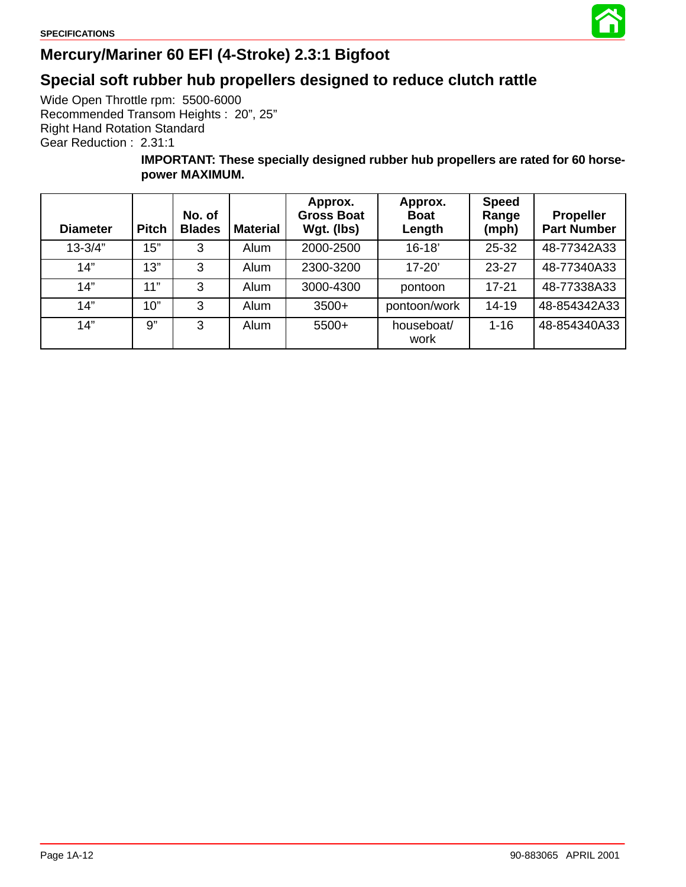## Mercury/Mariner 60 EFI (4-Stroke) 2.3:1 Bigfoot

## Special soft rubber hub propellers designed to reduce clutch rattle

Wide Open Throttle rpm: 5500-6000
Recommended Transom Heights : 20", 25"
Right Hand Rotation Standard
Gear Reduction : 2.31:1

**IMPORTANT: These specially designed rubber hub propellers are rated for 60 horsepower MAXIMUM.**

| Diameter | Pitch | No. of Blades | Material | Approx. Gross Boat Wgt. (lbs) | Approx. Boat Length | Speed Range (mph) | Propeller Part Number |
|---|---|---|---|---|---|---|---|
| 13-3/4" | 15" | 3 | Alum | 2000-2500 | 16-18' | 25-32 | 48-77342A33 |
| 14" | 13" | 3 | Alum | 2300-3200 | 17-20' | 23-27 | 48-77340A33 |
| 14" | 11" | 3 | Alum | 3000-4300 | pontoon | 17-21 | 48-77338A33 |
| 14" | 10" | 3 | Alum | 3500+ | pontoon/work | 14-19 | 48-854342A33 |
| 14" | 9" | 3 | Alum | 5500+ | houseboat/work | 1-16 | 48-854340A33 |